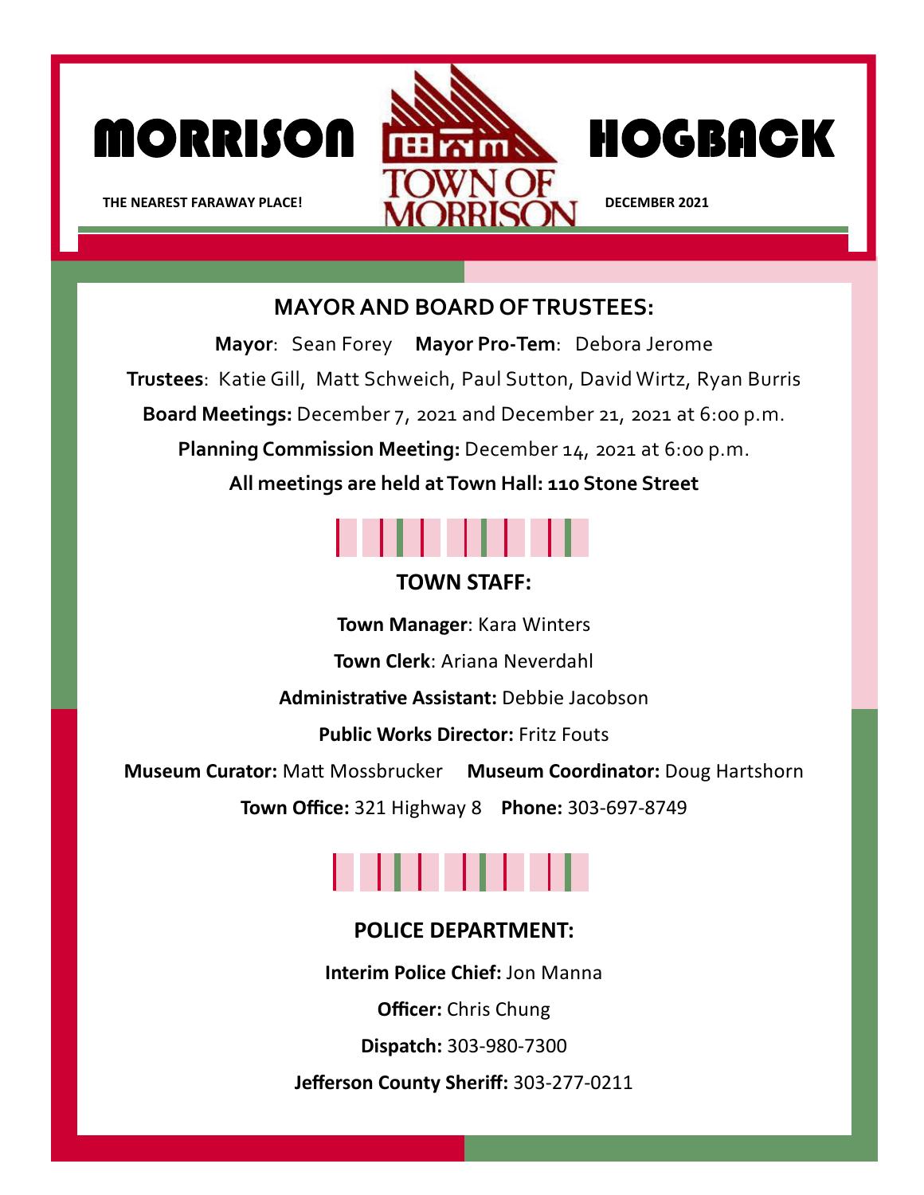# MORRISON HOGBACK

**THE NEAREST FARAWAY PLACE!**

TOWN OF MORRISON

**DECEMBER 2021**

## MAYOR AND BOARD OF TRUSTEES:

**Mayor**: Sean Forey **Mayor Pro-Tem**: Debora Jerome

**Trustees**: Katie Gill, Matt Schweich, Paul Sutton, David Wirtz, Ryan Burris

**Board Meetings:** December 7, 2021 and December 21, 2021 at 6:00 p.m.

**Planning Commission Meeting:** December 14, 2021 at 6:00 p.m.

**All meetings are held at Town Hall: 110 Stone Street**

## TOWN STAFF:

**Town Manager**: Kara Winters

**Town Clerk**: Ariana Neverdahl

**Administrative Assistant:** Debbie Jacobson

**Public Works Director:** Fritz Fouts

**Museum Curator:** Matt Mossbrucker **Museum Coordinator:** Doug Hartshorn

**Town Office:** 321 Highway 8 **Phone:** 303-697-8749

## POLICE DEPARTMENT:

**Interim Police Chief:** Jon Manna

**Officer:** Chris Chung

**Dispatch:** 303-980-7300

**Jefferson County Sheriff:** 303-277-0211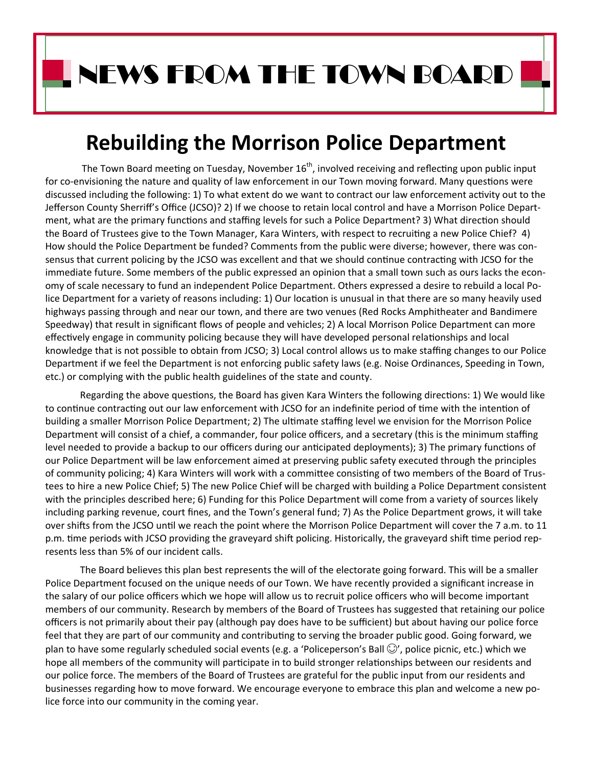# NEWS FROM THE TOWN BOARD

## Rebuilding the Morrison Police Department

The Town Board meeting on Tuesday, November 16th, involved receiving and reflecting upon public input for co-envisioning the nature and quality of law enforcement in our Town moving forward. Many questions were discussed including the following: 1) To what extent do we want to contract our law enforcement activity out to the Jefferson County Sherriff's Office (JCSO)? 2) If we choose to retain local control and have a Morrison Police Department, what are the primary functions and staffing levels for such a Police Department? 3) What direction should the Board of Trustees give to the Town Manager, Kara Winters, with respect to recruiting a new Police Chief? 4) How should the Police Department be funded? Comments from the public were diverse; however, there was consensus that current policing by the JCSO was excellent and that we should continue contracting with JCSO for the immediate future. Some members of the public expressed an opinion that a small town such as ours lacks the economy of scale necessary to fund an independent Police Department. Others expressed a desire to rebuild a local Police Department for a variety of reasons including: 1) Our location is unusual in that there are so many heavily used highways passing through and near our town, and there are two venues (Red Rocks Amphitheater and Bandimere Speedway) that result in significant flows of people and vehicles; 2) A local Morrison Police Department can more effectively engage in community policing because they will have developed personal relationships and local knowledge that is not possible to obtain from JCSO; 3) Local control allows us to make staffing changes to our Police Department if we feel the Department is not enforcing public safety laws (e.g. Noise Ordinances, Speeding in Town, etc.) or complying with the public health guidelines of the state and county.

Regarding the above questions, the Board has given Kara Winters the following directions: 1) We would like to continue contracting out our law enforcement with JCSO for an indefinite period of time with the intention of building a smaller Morrison Police Department; 2) The ultimate staffing level we envision for the Morrison Police Department will consist of a chief, a commander, four police officers, and a secretary (this is the minimum staffing level needed to provide a backup to our officers during our anticipated deployments); 3) The primary functions of our Police Department will be law enforcement aimed at preserving public safety executed through the principles of community policing; 4) Kara Winters will work with a committee consisting of two members of the Board of Trustees to hire a new Police Chief; 5) The new Police Chief will be charged with building a Police Department consistent with the principles described here; 6) Funding for this Police Department will come from a variety of sources likely including parking revenue, court fines, and the Town's general fund; 7) As the Police Department grows, it will take over shifts from the JCSO until we reach the point where the Morrison Police Department will cover the 7 a.m. to 11 p.m. time periods with JCSO providing the graveyard shift policing. Historically, the graveyard shift time period represents less than 5% of our incident calls.

The Board believes this plan best represents the will of the electorate going forward. This will be a smaller Police Department focused on the unique needs of our Town. We have recently provided a significant increase in the salary of our police officers which we hope will allow us to recruit police officers who will become important members of our community. Research by members of the Board of Trustees has suggested that retaining our police officers is not primarily about their pay (although pay does have to be sufficient) but about having our police force feel that they are part of our community and contributing to serving the broader public good. Going forward, we plan to have some regularly scheduled social events (e.g. a 'Policeperson's Ball ☺', police picnic, etc.) which we hope all members of the community will participate in to build stronger relationships between our residents and our police force. The members of the Board of Trustees are grateful for the public input from our residents and businesses regarding how to move forward. We encourage everyone to embrace this plan and welcome a new police force into our community in the coming year.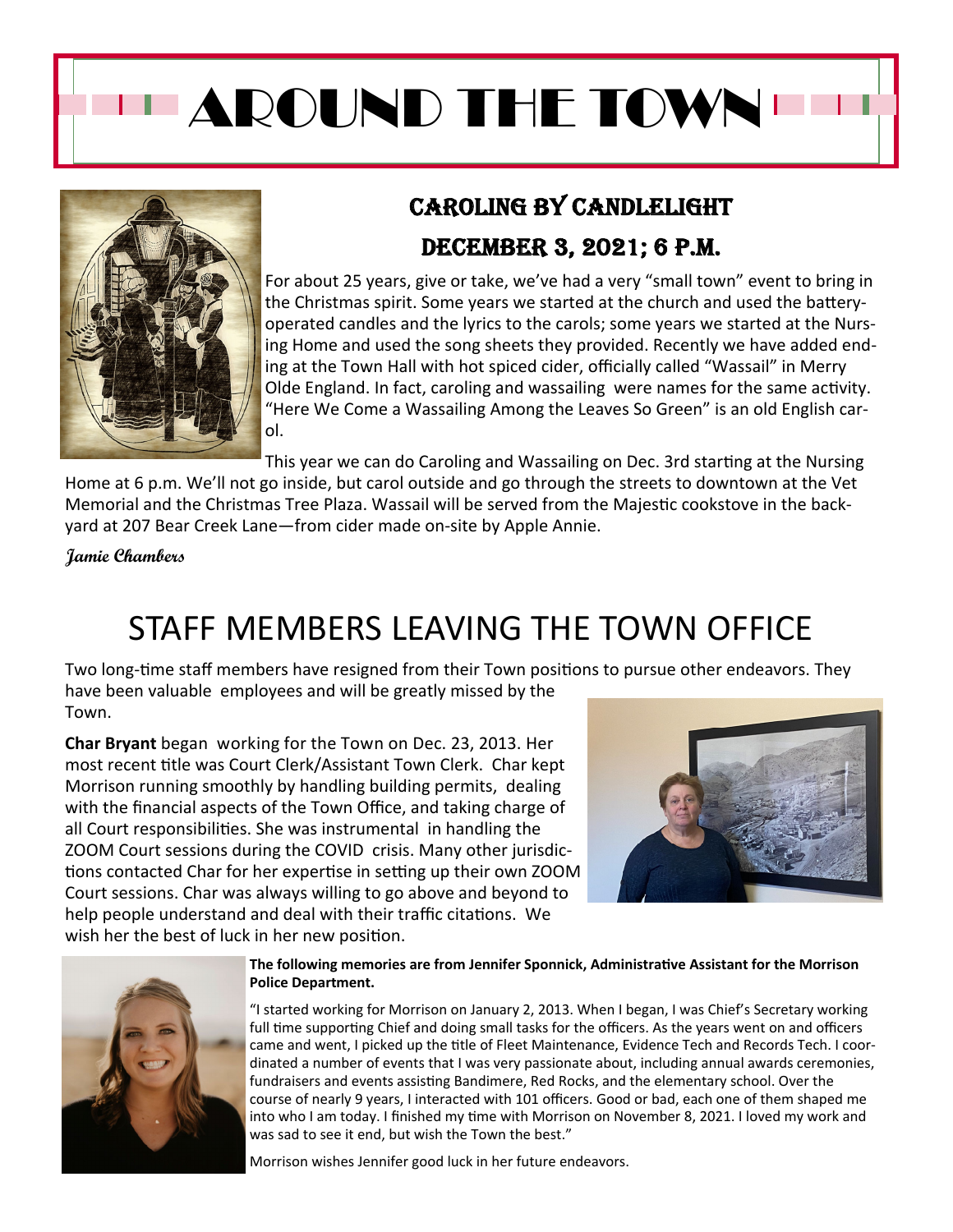# AROUND THE TOWN

## CAROLING BY CANDLELIGHT

## DECEMBER 3, 2021; 6 P.M.

For about 25 years, give or take, we've had a very "small town" event to bring in the Christmas spirit. Some years we started at the church and used the battery-operated candles and the lyrics to the carols; some years we started at the Nursing Home and used the song sheets they provided. Recently we have added ending at the Town Hall with hot spiced cider, officially called "Wassail" in Merry Olde England. In fact, caroling and wassailing were names for the same activity. "Here We Come a Wassailing Among the Leaves So Green" is an old English carol.

This year we can do Caroling and Wassailing on Dec. 3rd starting at the Nursing Home at 6 p.m. We'll not go inside, but carol outside and go through the streets to downtown at the Vet Memorial and the Christmas Tree Plaza. Wassail will be served from the Majestic cookstove in the backyard at 207 Bear Creek Lane—from cider made on-site by Apple Annie.

*Jamie Chambers*

# STAFF MEMBERS LEAVING THE TOWN OFFICE

Two long-time staff members have resigned from their Town positions to pursue other endeavors. They have been valuable employees and will be greatly missed by the Town.

**Char Bryant** began working for the Town on Dec. 23, 2013. Her most recent title was Court Clerk/Assistant Town Clerk. Char kept Morrison running smoothly by handling building permits, dealing with the financial aspects of the Town Office, and taking charge of all Court responsibilities. She was instrumental in handling the ZOOM Court sessions during the COVID crisis. Many other jurisdictions contacted Char for her expertise in setting up their own ZOOM Court sessions. Char was always willing to go above and beyond to help people understand and deal with their traffic citations. We wish her the best of luck in her new position.

**The following memories are from Jennifer Sponnick, Administrative Assistant for the Morrison Police Department.**

"I started working for Morrison on January 2, 2013. When I began, I was Chief's Secretary working full time supporting Chief and doing small tasks for the officers. As the years went on and officers came and went, I picked up the title of Fleet Maintenance, Evidence Tech and Records Tech. I coordinated a number of events that I was very passionate about, including annual awards ceremonies, fundraisers and events assisting Bandimere, Red Rocks, and the elementary school. Over the course of nearly 9 years, I interacted with 101 officers. Good or bad, each one of them shaped me into who I am today. I finished my time with Morrison on November 8, 2021. I loved my work and was sad to see it end, but wish the Town the best."

Morrison wishes Jennifer good luck in her future endeavors.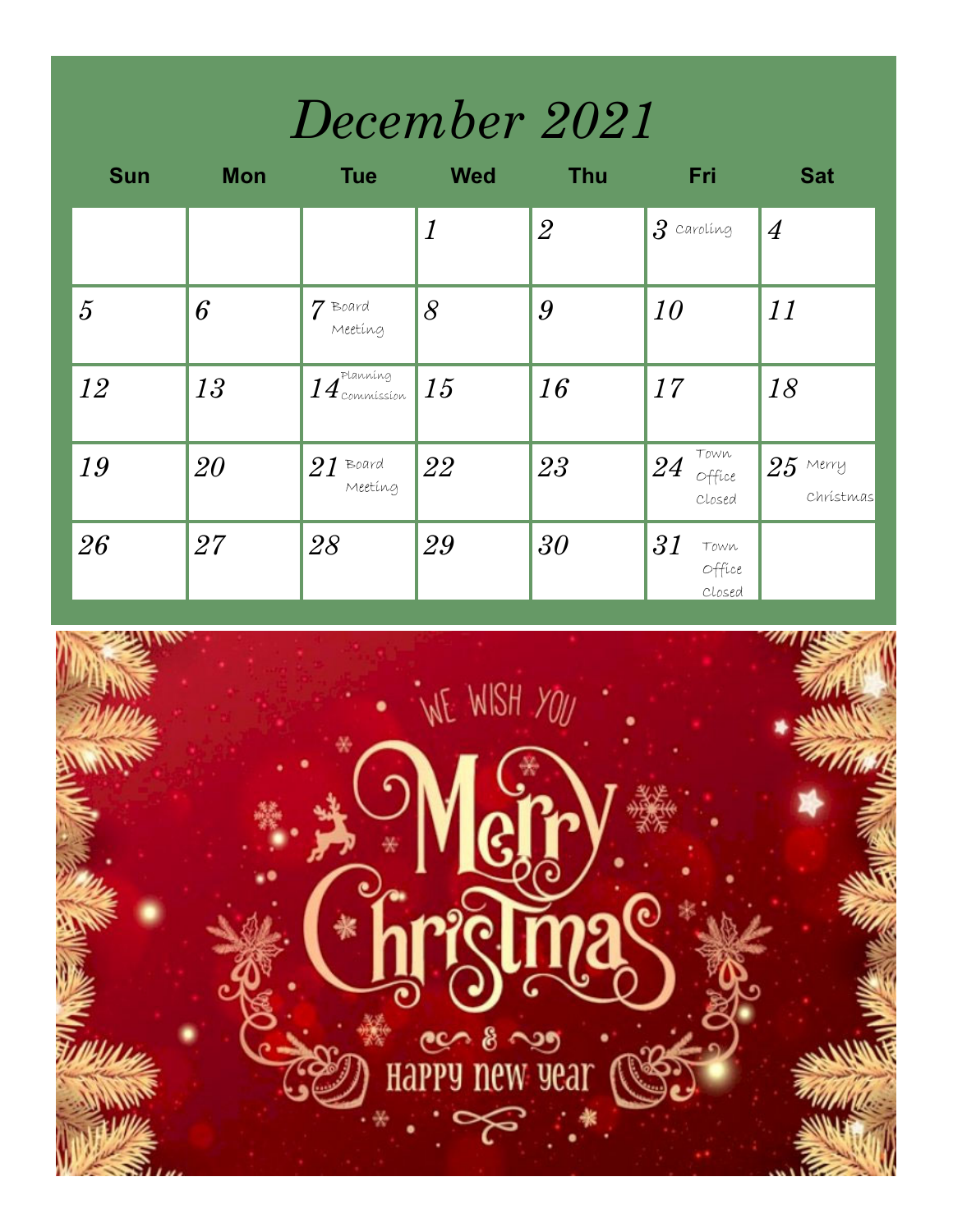# December 2021

| Sun | Mon | Tue | Wed | Thu | Fri | Sat |
|---|---|---|---|---|---|---|
| | | | 1 | 2 | 3 Caroling | 4 |
| 5 | 6 | 7 Board Meeting | 8 | 9 | 10 | 11 |
| 12 | 13 | 14 Planning Commission | 15 | 16 | 17 | 18 |
| 19 | 20 | 21 Board Meeting | 22 | 23 | 24 Town Office Closed | 25 Merry Christmas |
| 26 | 27 | 28 | 29 | 30 | 31 Town Office Closed | |

WE WISH YOU

Merry Christmas

&

Happy new year